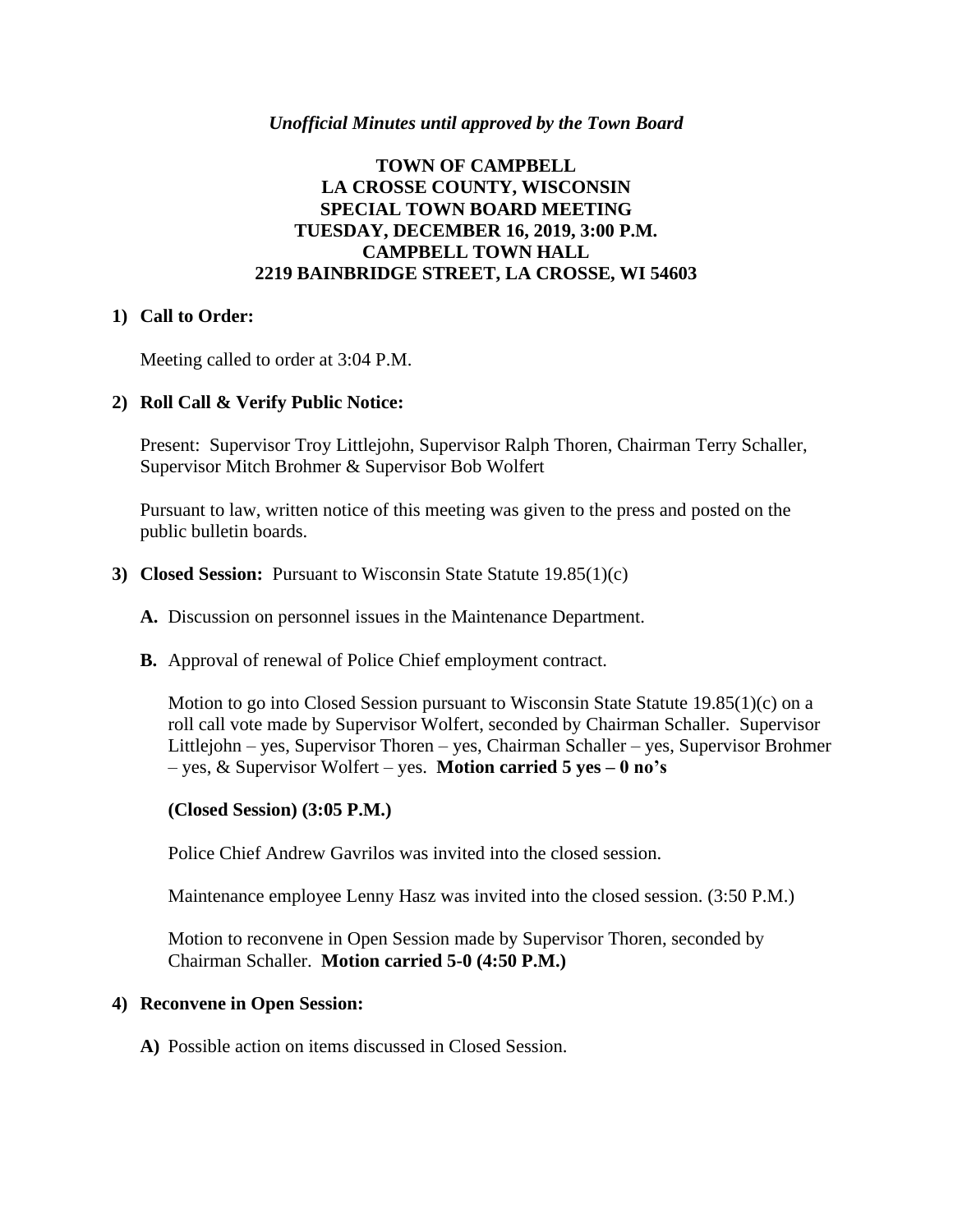*Unofficial Minutes until approved by the Town Board*

**TOWN OF CAMPBELL**
**LA CROSSE COUNTY, WISCONSIN**
**SPECIAL TOWN BOARD MEETING**
**TUESDAY, DECEMBER 16, 2019, 3:00 P.M.**
**CAMPBELL TOWN HALL**
**2219 BAINBRIDGE STREET, LA CROSSE, WI 54603**

**1) Call to Order:**

Meeting called to order at 3:04 P.M.

**2) Roll Call & Verify Public Notice:**

Present: Supervisor Troy Littlejohn, Supervisor Ralph Thoren, Chairman Terry Schaller, Supervisor Mitch Brohmer & Supervisor Bob Wolfert

Pursuant to law, written notice of this meeting was given to the press and posted on the public bulletin boards.

**3) Closed Session:** Pursuant to Wisconsin State Statute 19.85(1)(c)

**A.** Discussion on personnel issues in the Maintenance Department.

**B.** Approval of renewal of Police Chief employment contract.

Motion to go into Closed Session pursuant to Wisconsin State Statute 19.85(1)(c) on a roll call vote made by Supervisor Wolfert, seconded by Chairman Schaller. Supervisor Littlejohn – yes, Supervisor Thoren – yes, Chairman Schaller – yes, Supervisor Brohmer – yes, & Supervisor Wolfert – yes. **Motion carried 5 yes – 0 no's**

**(Closed Session) (3:05 P.M.)**

Police Chief Andrew Gavrilos was invited into the closed session.

Maintenance employee Lenny Hasz was invited into the closed session. (3:50 P.M.)

Motion to reconvene in Open Session made by Supervisor Thoren, seconded by Chairman Schaller. **Motion carried 5-0 (4:50 P.M.)**

**4) Reconvene in Open Session:**

**A)** Possible action on items discussed in Closed Session.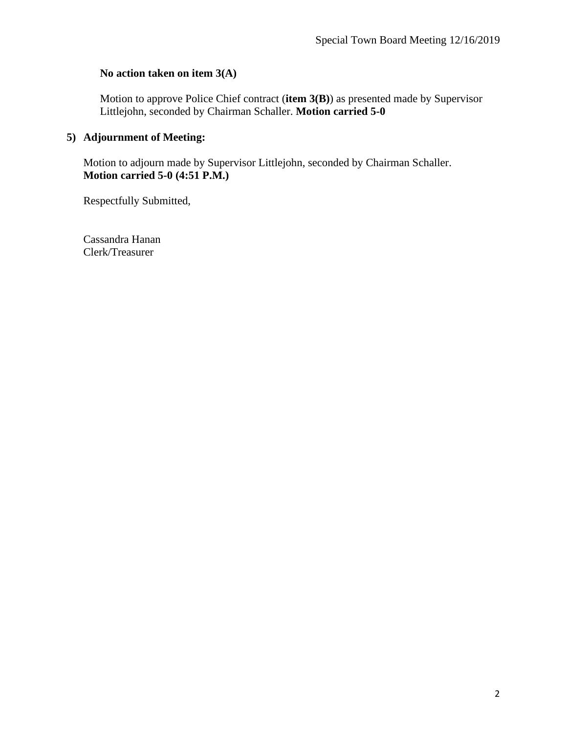**No action taken on item 3(A)**

Motion to approve Police Chief contract (**item 3(B)**) as presented made by Supervisor Littlejohn, seconded by Chairman Schaller. **Motion carried 5-0**

**5) Adjournment of Meeting:**

Motion to adjourn made by Supervisor Littlejohn, seconded by Chairman Schaller. **Motion carried 5-0 (4:51 P.M.)**

Respectfully Submitted,

Cassandra Hanan
Clerk/Treasurer